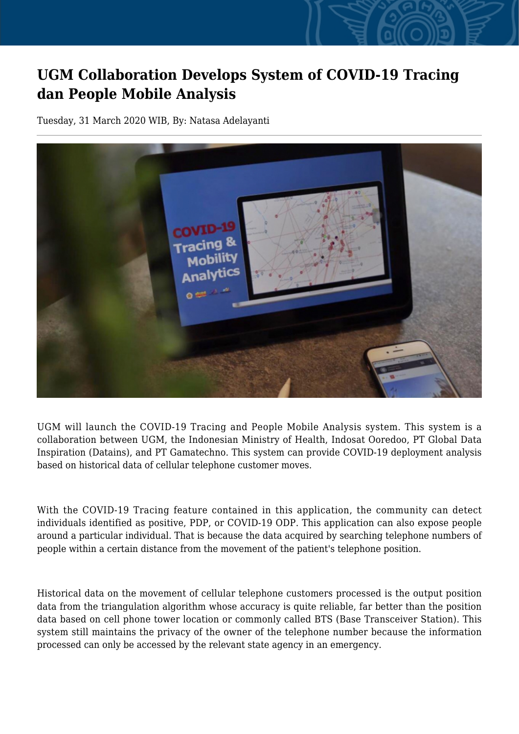# UGM Collaboration Develops System of COVID-19 Tracing dan People Mobile Analysis

Tuesday, 31 March 2020 WIB, By: Natasa Adelayanti

UGM will launch the COVID-19 Tracing and People Mobile Analysis system. This system is a collaboration between UGM, the Indonesian Ministry of Health, Indosat Ooredoo, PT Global Data Inspiration (Datains), and PT Gamatechno. This system can provide COVID-19 deployment analysis based on historical data of cellular telephone customer moves.

With the COVID-19 Tracing feature contained in this application, the community can detect individuals identified as positive, PDP, or COVID-19 ODP. This application can also expose people around a particular individual. That is because the data acquired by searching telephone numbers of people within a certain distance from the movement of the patient's telephone position.

Historical data on the movement of cellular telephone customers processed is the output position data from the triangulation algorithm whose accuracy is quite reliable, far better than the position data based on cell phone tower location or commonly called BTS (Base Transceiver Station). This system still maintains the privacy of the owner of the telephone number because the information processed can only be accessed by the relevant state agency in an emergency.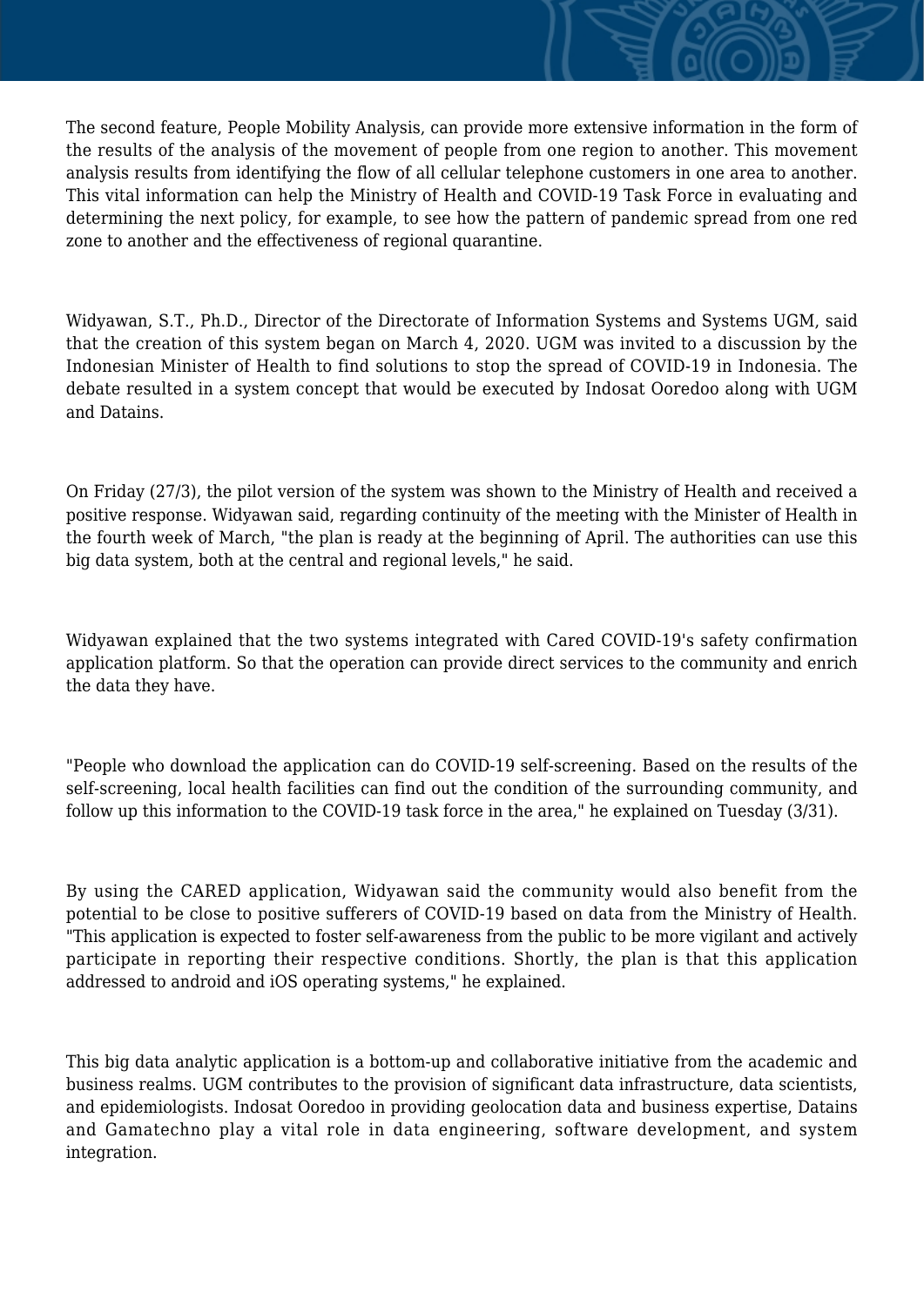The second feature, People Mobility Analysis, can provide more extensive information in the form of the results of the analysis of the movement of people from one region to another. This movement analysis results from identifying the flow of all cellular telephone customers in one area to another. This vital information can help the Ministry of Health and COVID-19 Task Force in evaluating and determining the next policy, for example, to see how the pattern of pandemic spread from one red zone to another and the effectiveness of regional quarantine.

Widyawan, S.T., Ph.D., Director of the Directorate of Information Systems and Systems UGM, said that the creation of this system began on March 4, 2020. UGM was invited to a discussion by the Indonesian Minister of Health to find solutions to stop the spread of COVID-19 in Indonesia. The debate resulted in a system concept that would be executed by Indosat Ooredoo along with UGM and Datains.

On Friday (27/3), the pilot version of the system was shown to the Ministry of Health and received a positive response. Widyawan said, regarding continuity of the meeting with the Minister of Health in the fourth week of March, "the plan is ready at the beginning of April. The authorities can use this big data system, both at the central and regional levels," he said.

Widyawan explained that the two systems integrated with Cared COVID-19's safety confirmation application platform. So that the operation can provide direct services to the community and enrich the data they have.

"People who download the application can do COVID-19 self-screening. Based on the results of the self-screening, local health facilities can find out the condition of the surrounding community, and follow up this information to the COVID-19 task force in the area," he explained on Tuesday (3/31).

By using the CARED application, Widyawan said the community would also benefit from the potential to be close to positive sufferers of COVID-19 based on data from the Ministry of Health. "This application is expected to foster self-awareness from the public to be more vigilant and actively participate in reporting their respective conditions. Shortly, the plan is that this application addressed to android and iOS operating systems," he explained.

This big data analytic application is a bottom-up and collaborative initiative from the academic and business realms. UGM contributes to the provision of significant data infrastructure, data scientists, and epidemiologists. Indosat Ooredoo in providing geolocation data and business expertise, Datains and Gamatechno play a vital role in data engineering, software development, and system integration.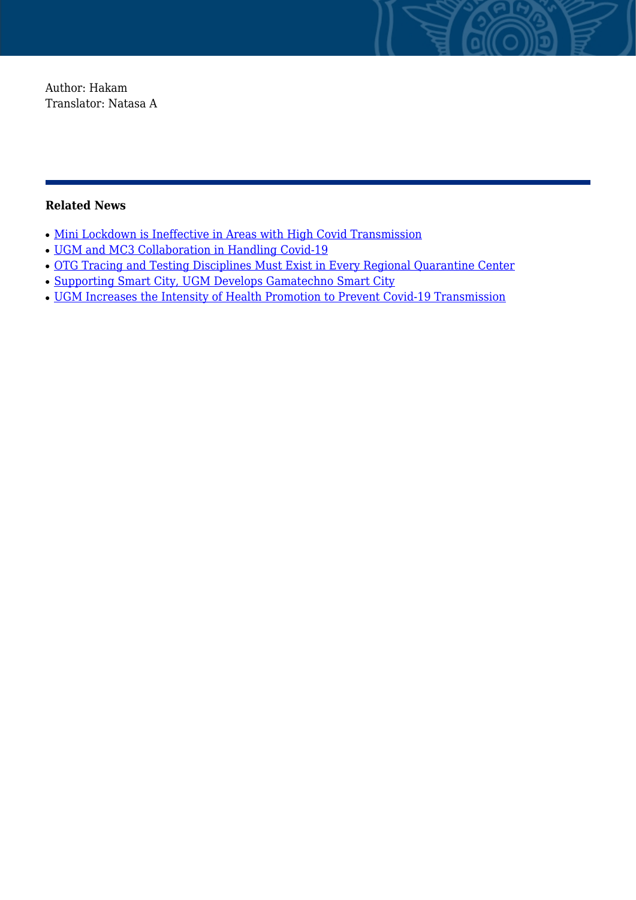Author: Hakam
Translator: Natasa A

---

### Related News

- Mini Lockdown is Ineffective in Areas with High Covid Transmission
- UGM and MC3 Collaboration in Handling Covid-19
- OTG Tracing and Testing Disciplines Must Exist in Every Regional Quarantine Center
- Supporting Smart City, UGM Develops Gamatechno Smart City
- UGM Increases the Intensity of Health Promotion to Prevent Covid-19 Transmission